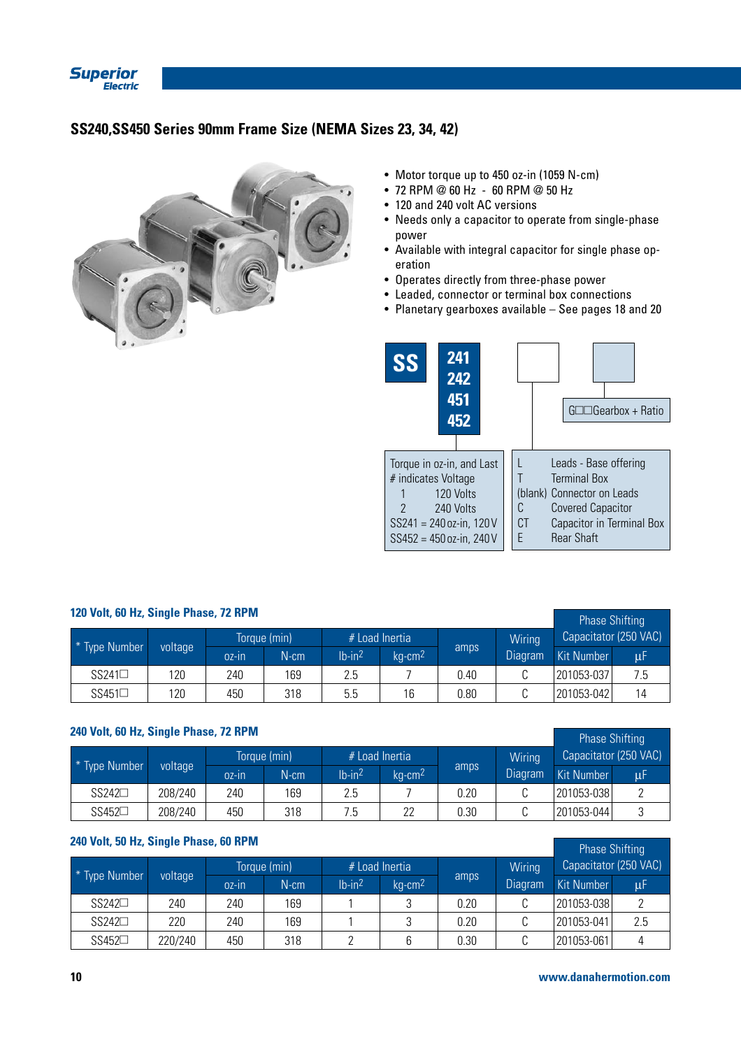## SS240,SS450 Series 90mm Frame Size (NEMA Sizes 23, 34, 42)

- Motor torque up to 450 oz-in (1059 N-cm)
- 72 RPM @ 60 Hz - 60 RPM @ 50 Hz
- 120 and 240 volt AC versions
- Needs only a capacitor to operate from single-phase power
- Available with integral capacitor for single phase operation
- Operates directly from three-phase power
- Leaded, connector or terminal box connections
- Planetary gearboxes available – See pages 18 and 20

**SS** | **241 / 242 / 451 / 452** | ☐ | ☐ G☐☐Gearbox + Ratio

Torque in oz-in, and Last # indicates Voltage
- 1 — 120 Volts
- 2 — 240 Volts
- SS241 = 240 oz-in, 120 V
- SS452 = 450 oz-in, 240 V

- L — Leads - Base offering
- T — Terminal Box
- (blank) — Connector on Leads
- C — Covered Capacitor
- CT — Capacitor in Terminal Box
- E — Rear Shaft

### 120 Volt, 60 Hz, Single Phase, 72 RPM

| * Type Number | voltage | Torque (min) | | # Load Inertia | | amps | Wiring Diagram | Phase Shifting Capacitator (250 VAC) | |
|---|---|---|---|---|---|---|---|---|---|
| | | oz-in | N-cm | lb-in$^2$ | kg-cm$^2$ | | | Kit Number | µF |
| SS241☐ | 120 | 240 | 169 | 2.5 | 7 | 0.40 | C | 201053-037 | 7.5 |
| SS451☐ | 120 | 450 | 318 | 5.5 | 16 | 0.80 | C | 201053-042 | 14 |

### 240 Volt, 60 Hz, Single Phase, 72 RPM

| * Type Number | voltage | Torque (min) | | # Load Inertia | | amps | Wiring Diagram | Phase Shifting Capacitator (250 VAC) | |
|---|---|---|---|---|---|---|---|---|---|
| | | oz-in | N-cm | lb-in$^2$ | kg-cm$^2$ | | | Kit Number | µF |
| SS242☐ | 208/240 | 240 | 169 | 2.5 | 7 | 0.20 | C | 201053-038 | 2 |
| SS452☐ | 208/240 | 450 | 318 | 7.5 | 22 | 0.30 | C | 201053-044 | 3 |

### 240 Volt, 50 Hz, Single Phase, 60 RPM

| * Type Number | voltage | Torque (min) | | # Load Inertia | | amps | Wiring Diagram | Phase Shifting Capacitator (250 VAC) | |
|---|---|---|---|---|---|---|---|---|---|
| | | oz-in | N-cm | lb-in$^2$ | kg-cm$^2$ | | | Kit Number | µF |
| SS242☐ | 240 | 240 | 169 | 1 | 3 | 0.20 | C | 201053-038 | 2 |
| SS242☐ | 220 | 240 | 169 | 1 | 3 | 0.20 | C | 201053-041 | 2.5 |
| SS452☐ | 220/240 | 450 | 318 | 2 | 6 | 0.30 | C | 201053-061 | 4 |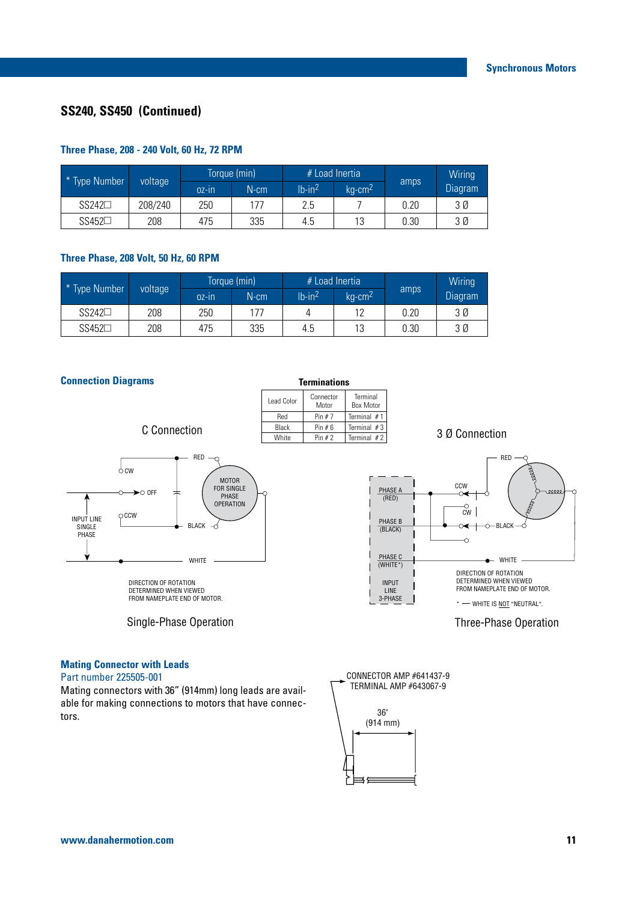## SS240, SS450 (Continued)

### Three Phase, 208 - 240 Volt, 60 Hz, 72 RPM

| * Type Number | voltage | Torque (min) | | # Load Inertia | | amps | Wiring Diagram |
|---|---|---|---|---|---|---|---|
| | | oz-in | N-cm | lb-in$^2$ | kg-cm$^2$ | | |
| SS242☐ | 208/240 | 250 | 177 | 2.5 | 7 | 0.20 | 3 Ø |
| SS452☐ | 208 | 475 | 335 | 4.5 | 13 | 0.30 | 3 Ø |

### Three Phase, 208 Volt, 50 Hz, 60 RPM

| * Type Number | voltage | Torque (min) | | # Load Inertia | | amps | Wiring Diagram |
|---|---|---|---|---|---|---|---|
| | | oz-in | N-cm | lb-in$^2$ | kg-cm$^2$ | | |
| SS242☐ | 208 | 250 | 177 | 4 | 12 | 0.20 | 3 Ø |
| SS452☐ | 208 | 475 | 335 | 4.5 | 13 | 0.30 | 3 Ø |

### Connection Diagrams

**Terminations**

| Lead Color | Connector Motor | Terminal Box Motor |
|---|---|---|
| Red | Pin # 7 | Terminal # 1 |
| Black | Pin # 6 | Terminal # 3 |
| White | Pin # 2 | Terminal # 2 |

C Connection

RED, CW, OFF, CCW, INPUT LINE SINGLE PHASE, MOTOR FOR SINGLE PHASE OPERATION, BLACK, WHITE

DIRECTION OF ROTATION DETERMINED WHEN VIEWED FROM NAMEPLATE END OF MOTOR.

Single-Phase Operation

3 Ø Connection

PHASE A (RED), PHASE B (BLACK), PHASE C (WHITE*), INPUT LINE 3-PHASE, RED, CCW, CW, BLACK, WHITE

DIRECTION OF ROTATION DETERMINED WHEN VIEWED FROM NAMEPLATE END OF MOTOR.

* — WHITE IS NOT "NEUTRAL".

Three-Phase Operation

### Mating Connector with Leads

Part number 225505-001

Mating connectors with 36" (914mm) long leads are available for making connections to motors that have connectors.

CONNECTOR AMP #641437-9
TERMINAL AMP #643067-9

36"
(914 mm)

www.danahermotion.com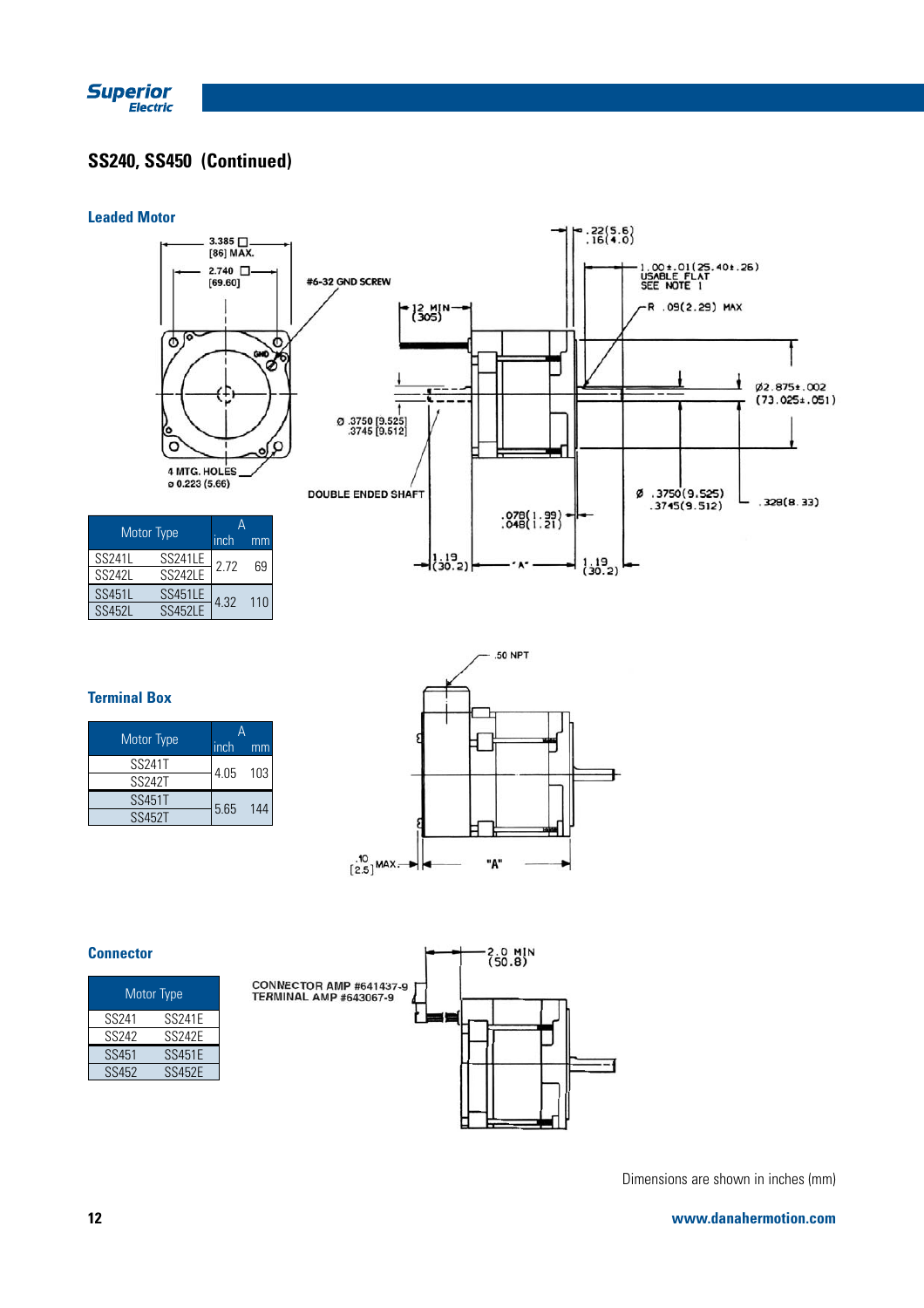## SS240, SS450 (Continued)

### Leaded Motor

3.385 □ [86] MAX.

2.740 □ [69.60]

#6-32 GND SCREW

4 MTG. HOLES ⌀ 0.223 (5.66)

.12 MIN (305)

.22(5.6) .16(4.0)

1.00±.01(25.40±.26) USABLE FLAT SEE NOTE 1

R .09(2.29) MAX

Ø .3750 [9.525] .3745 [9.512]

Ø2.875±.002 (73.025±.051)

DOUBLE ENDED SHAFT

Ø .3750(9.525) .3745(9.512)

.328(8.33)

.078(1.99) .048(1.21)

1.19 (30.2)

"A"

1.19 (30.2)

| Motor Type | | A inch | A mm |
|---|---|---|---|
| SS241L | SS241LE | 2.72 | 69 |
| SS242L | SS242LE | | |
| SS451L | SS451LE | 4.32 | 110 |
| SS452L | SS452LE | | |

### Terminal Box

.50 NPT

.10 [2.5] MAX.

"A"

| Motor Type | A inch | A mm |
|---|---|---|
| SS241T | 4.05 | 103 |
| SS242T | | |
| SS451T | 5.65 | 144 |
| SS452T | | |

### Connector

2.0 MIN (50.8)

CONNECTOR AMP #641437-9
TERMINAL AMP #643067-9

| Motor Type | |
|---|---|
| SS241 | SS241E |
| SS242 | SS242E |
| SS451 | SS451E |
| SS452 | SS452E |

Dimensions are shown in inches (mm)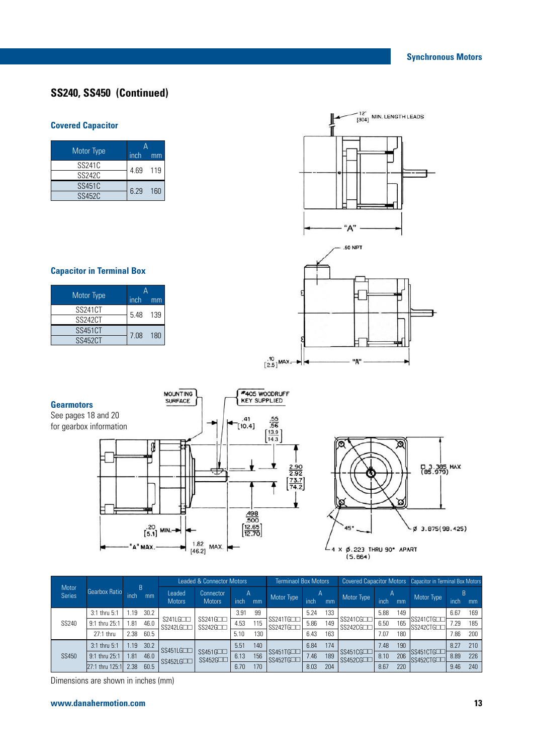## SS240, SS450 (Continued)

### Covered Capacitor

| Motor Type | A inch | A mm |
|---|---|---|
| SS241C | 4.69 | 119 |
| SS242C | | |
| SS451C | 6.29 | 160 |
| SS452C | | |

12" [304] MIN. LENGTH LEADS

"A"

### Capacitor in Terminal Box

| Motor Type | A inch | A mm |
|---|---|---|
| SS241CT | 5.48 | 139 |
| SS242CT | | |
| SS451CT | 7.08 | 180 |
| SS452CT | | |

.50 NPT

.10 [2.5] MAX.

"A"

### Gearmotors

See pages 18 and 20 for gearbox information

MOUNTING SURFACE

#405 WOODRUFF KEY SUPPLIED

.41 [10.4]

.55 .56 [13.9 14.3]

2.90 2.92 [73.7 74.2]

.498 .500 [12.65 12.70]

.20 [5.1] MIN.

"A" MAX.

1.82 [46.2] MAX.

□ 3.385 MAX (85.979)

45°

Ø 3.875(98.425)

4 X Ø.223 THRU 90° APART (5.664)

| Motor Series | Gearbox Ratio | B inch | B mm | Leaded & Connector Motors: Leaded Motors | Leaded & Connector Motors: Connector Motors | A inch | A mm | Terminaol Box Motors: Motor Type | A inch | A mm | Covered Capacitor Motors: Motor Type | A inch | A mm | Capacitor in Terminal Box Motors: Motor Type | B inch | B mm |
|---|---|---|---|---|---|---|---|---|---|---|---|---|---|---|---|---|
| SS240 | 3:1 thru 5:1 | 1.19 | 30.2 | S241LG□□ SS242LG□□ | SS241G□□ SS242G□□ | 3.91 | 99 | SS241TG□□ SS242TG□□ | 5.24 | 133 | SS241CG□□ SS242CG□□ | 5.88 | 149 | SS241CTG□□ SS242CTG□□ | 6.67 | 169 |
| | 9:1 thru 25:1 | 1.81 | 46.0 | | | 4.53 | 115 | | 5.86 | 149 | | 6.50 | 165 | | 7.29 | 185 |
| | 27:1 thru | 2.38 | 60.5 | | | 5.10 | 130 | | 6.43 | 163 | | 7.07 | 180 | | 7.86 | 200 |
| SS450 | 3:1 thru 5:1 | 1.19 | 30.2 | SS451LG□□ SS452LG□□ | SS451G□□ SS452G□□ | 5.51 | 140 | SS451TG□□ SS452TG□□ | 6.84 | 174 | SS451CG□□ SS452CG□□ | 7.48 | 190 | SS451CTG□□ SS452CTG□□ | 8.27 | 210 |
| | 9:1 thru 25:1 | 1.81 | 46.0 | | | 6.13 | 156 | | 7.46 | 189 | | 8.10 | 206 | | 8.89 | 226 |
| | 27:1 thru 125:1 | 2.38 | 60.5 | | | 6.70 | 170 | | 8.03 | 204 | | 8.67 | 220 | | 9.46 | 240 |

Dimensions are shown in inches (mm)

www.danahermotion.com